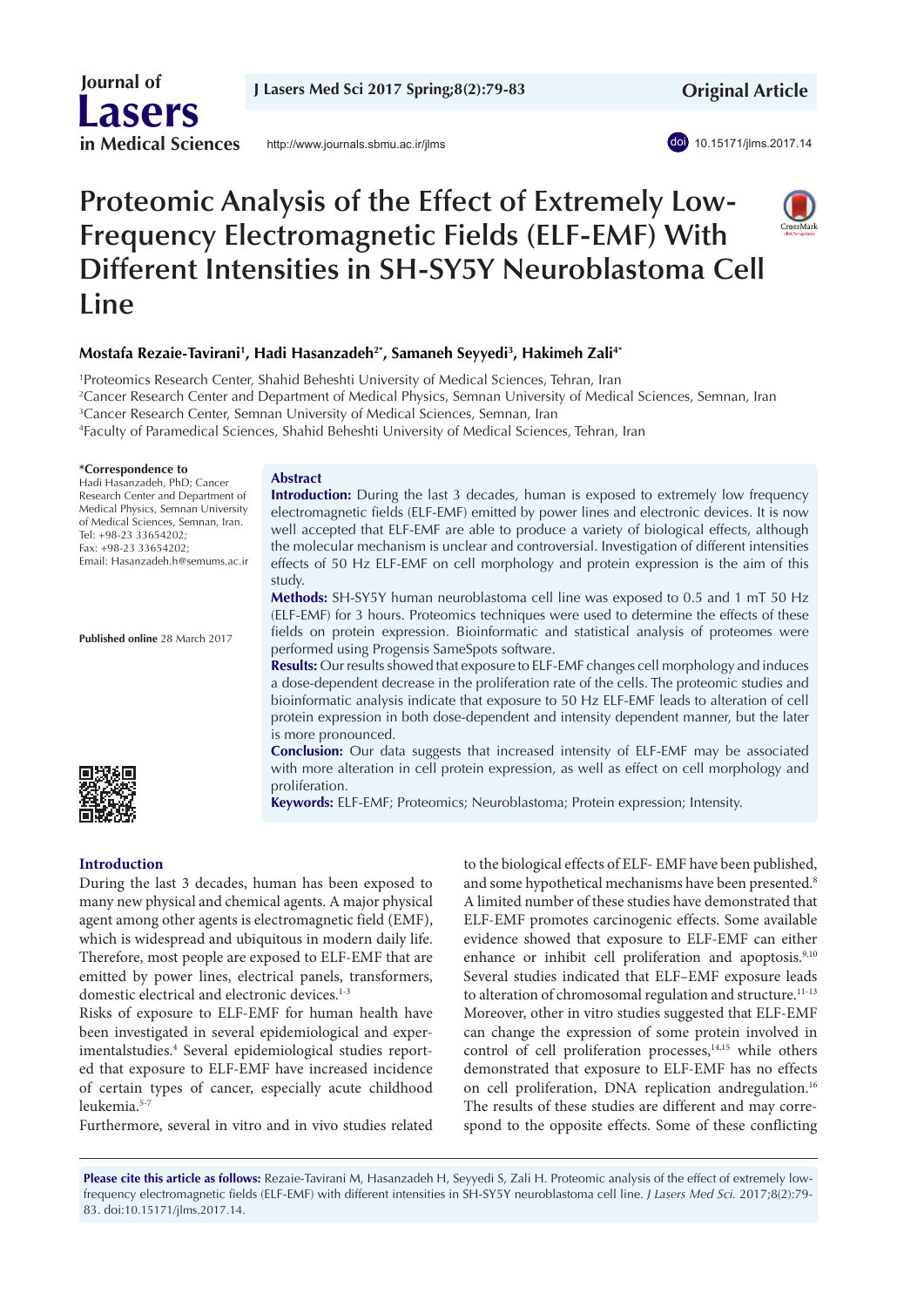Original Article

doi 10.15171/jlms.2017.14

# Proteomic Analysis of the Effect of Extremely Low-Frequency Electromagnetic Fields (ELF-EMF) With Different Intensities in SH-SY5Y Neuroblastoma Cell Line

**Mostafa Rezaie-Tavirani[1], Hadi Hasanzadeh[2*], Samaneh Seyyedi[3], Hakimeh Zali[4*]**

[1]Proteomics Research Center, Shahid Beheshti University of Medical Sciences, Tehran, Iran
[2]Cancer Research Center and Department of Medical Physics, Semnan University of Medical Sciences, Semnan, Iran
[3]Cancer Research Center, Semnan University of Medical Sciences, Semnan, Iran
[4]Faculty of Paramedical Sciences, Shahid Beheshti University of Medical Sciences, Tehran, Iran

**\*Correspondence to**
Hadi Hasanzadeh, PhD; Cancer Research Center and Department of Medical Physics, Semnan University of Medical Sciences, Semnan, Iran.
Tel: +98-23 33654202;
Fax: +98-23 33654202;
Email: Hasanzadeh.h@semums.ac.ir

**Published online** 28 March 2017

## Abstract

**Introduction:** During the last 3 decades, human is exposed to extremely low frequency electromagnetic fields (ELF-EMF) emitted by power lines and electronic devices. It is now well accepted that ELF-EMF are able to produce a variety of biological effects, although the molecular mechanism is unclear and controversial. Investigation of different intensities effects of 50 Hz ELF-EMF on cell morphology and protein expression is the aim of this study.

**Methods:** SH-SY5Y human neuroblastoma cell line was exposed to 0.5 and 1 mT 50 Hz (ELF-EMF) for 3 hours. Proteomics techniques were used to determine the effects of these fields on protein expression. Bioinformatic and statistical analysis of proteomes were performed using Progensis SameSpots software.

**Results:** Our results showed that exposure to ELF-EMF changes cell morphology and induces a dose-dependent decrease in the proliferation rate of the cells. The proteomic studies and bioinformatic analysis indicate that exposure to 50 Hz ELF-EMF leads to alteration of cell protein expression in both dose-dependent and intensity dependent manner, but the later is more pronounced.

**Conclusion:** Our data suggests that increased intensity of ELF-EMF may be associated with more alteration in cell protein expression, as well as effect on cell morphology and proliferation.

**Keywords:** ELF-EMF; Proteomics; Neuroblastoma; Protein expression; Intensity.

## Introduction

During the last 3 decades, human has been exposed to many new physical and chemical agents. A major physical agent among other agents is electromagnetic field (EMF), which is widespread and ubiquitous in modern daily life. Therefore, most people are exposed to ELF-EMF that are emitted by power lines, electrical panels, transformers, domestic electrical and electronic devices.[1-3]

Risks of exposure to ELF-EMF for human health have been investigated in several epidemiological and experimentalstudies.[4] Several epidemiological studies reported that exposure to ELF-EMF have increased incidence of certain types of cancer, especially acute childhood leukemia.[5-7]

Furthermore, several in vitro and in vivo studies related to the biological effects of ELF- EMF have been published, and some hypothetical mechanisms have been presented.[8] A limited number of these studies have demonstrated that ELF-EMF promotes carcinogenic effects. Some available evidence showed that exposure to ELF-EMF can either enhance or inhibit cell proliferation and apoptosis.[9,10] Several studies indicated that ELF–EMF exposure leads to alteration of chromosomal regulation and structure.[11-13] Moreover, other in vitro studies suggested that ELF-EMF can change the expression of some protein involved in control of cell proliferation processes,[14,15] while others demonstrated that exposure to ELF-EMF has no effects on cell proliferation, DNA replication andregulation.[16] The results of these studies are different and may correspond to the opposite effects. Some of these conflicting

**Please cite this article as follows:** Rezaie-Tavirani M, Hasanzadeh H, Seyyedi S, Zali H. Proteomic analysis of the effect of extremely low-frequency electromagnetic fields (ELF-EMF) with different intensities in SH-SY5Y neuroblastoma cell line. *J Lasers Med Sci.* 2017;8(2):79-83. doi:10.15171/jlms.2017.14.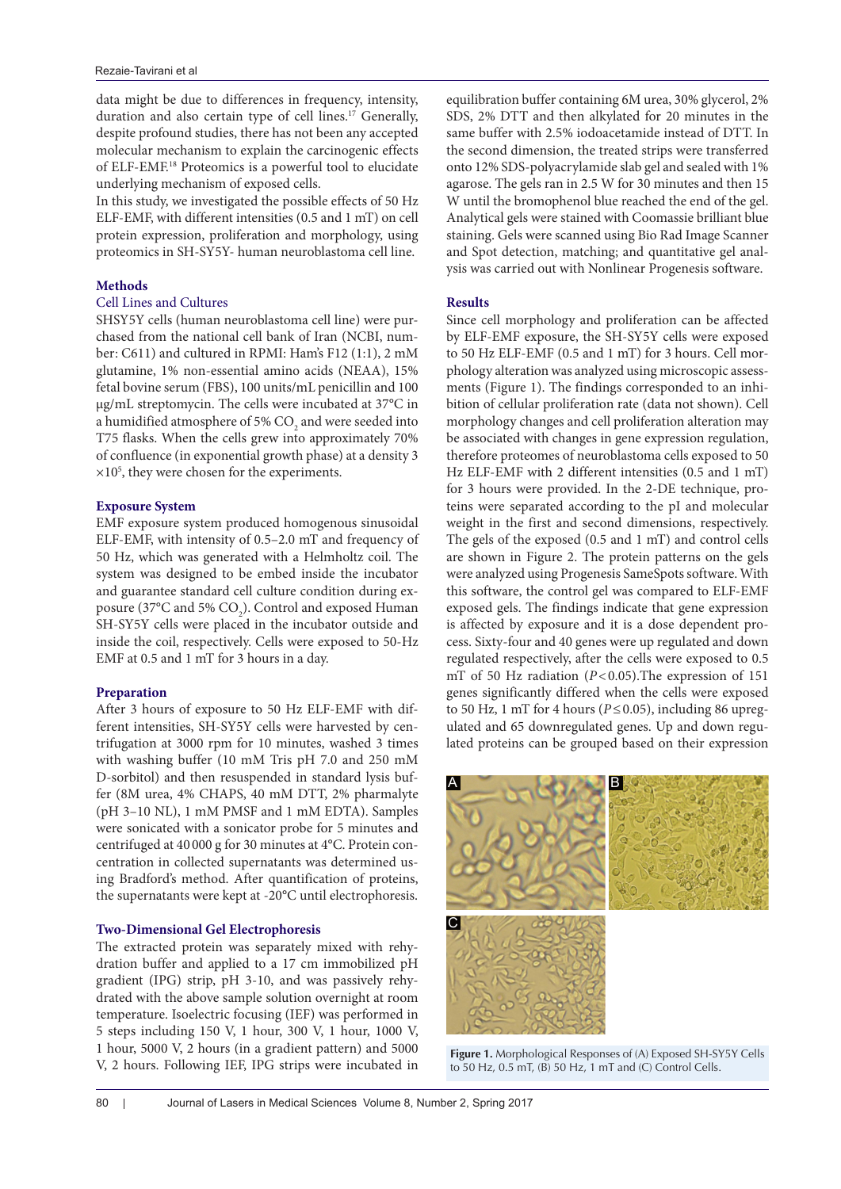data might be due to differences in frequency, intensity, duration and also certain type of cell lines.[17] Generally, despite profound studies, there has not been any accepted molecular mechanism to explain the carcinogenic effects of ELF-EMF.[18] Proteomics is a powerful tool to elucidate underlying mechanism of exposed cells.

In this study, we investigated the possible effects of 50 Hz ELF-EMF, with different intensities (0.5 and 1 mT) on cell protein expression, proliferation and morphology, using proteomics in SH-SY5Y- human neuroblastoma cell line.

## Methods

### Cell Lines and Cultures

SHSY5Y cells (human neuroblastoma cell line) were purchased from the national cell bank of Iran (NCBI, number: C611) and cultured in RPMI: Ham's F12 (1:1), 2 mM glutamine, 1% non-essential amino acids (NEAA), 15% fetal bovine serum (FBS), 100 units/mL penicillin and 100 μg/mL streptomycin. The cells were incubated at 37°C in a humidified atmosphere of 5% $CO_2$ and were seeded into T75 flasks. When the cells grew into approximately 70% of confluence (in exponential growth phase) at a density 3 $\times 10^5$, they were chosen for the experiments.

### Exposure System

EMF exposure system produced homogenous sinusoidal ELF-EMF, with intensity of 0.5–2.0 mT and frequency of 50 Hz, which was generated with a Helmholtz coil. The system was designed to be embed inside the incubator and guarantee standard cell culture condition during exposure (37°C and 5% $CO_2$). Control and exposed Human SH-SY5Y cells were placed in the incubator outside and inside the coil, respectively. Cells were exposed to 50-Hz EMF at 0.5 and 1 mT for 3 hours in a day.

### Preparation

After 3 hours of exposure to 50 Hz ELF-EMF with different intensities, SH-SY5Y cells were harvested by centrifugation at 3000 rpm for 10 minutes, washed 3 times with washing buffer (10 mM Tris pH 7.0 and 250 mM D-sorbitol) and then resuspended in standard lysis buffer (8M urea, 4% CHAPS, 40 mM DTT, 2% pharmalyte (pH 3–10 NL), 1 mM PMSF and 1 mM EDTA). Samples were sonicated with a sonicator probe for 5 minutes and centrifuged at 40 000 g for 30 minutes at 4°C. Protein concentration in collected supernatants was determined using Bradford's method. After quantification of proteins, the supernatants were kept at -20°C until electrophoresis.

### Two-Dimensional Gel Electrophoresis

The extracted protein was separately mixed with rehydration buffer and applied to a 17 cm immobilized pH gradient (IPG) strip, pH 3-10, and was passively rehydrated with the above sample solution overnight at room temperature. Isoelectric focusing (IEF) was performed in 5 steps including 150 V, 1 hour, 300 V, 1 hour, 1000 V, 1 hour, 5000 V, 2 hours (in a gradient pattern) and 5000 V, 2 hours. Following IEF, IPG strips were incubated in equilibration buffer containing 6M urea, 30% glycerol, 2% SDS, 2% DTT and then alkylated for 20 minutes in the same buffer with 2.5% iodoacetamide instead of DTT. In the second dimension, the treated strips were transferred onto 12% SDS-polyacrylamide slab gel and sealed with 1% agarose. The gels ran in 2.5 W for 30 minutes and then 15 W until the bromophenol blue reached the end of the gel. Analytical gels were stained with Coomassie brilliant blue staining. Gels were scanned using Bio Rad Image Scanner and Spot detection, matching; and quantitative gel analysis was carried out with Nonlinear Progenesis software.

## Results

Since cell morphology and proliferation can be affected by ELF-EMF exposure, the SH-SY5Y cells were exposed to 50 Hz ELF-EMF (0.5 and 1 mT) for 3 hours. Cell morphology alteration was analyzed using microscopic assessments (Figure 1). The findings corresponded to an inhibition of cellular proliferation rate (data not shown). Cell morphology changes and cell proliferation alteration may be associated with changes in gene expression regulation, therefore proteomes of neuroblastoma cells exposed to 50 Hz ELF-EMF with 2 different intensities (0.5 and 1 mT) for 3 hours were provided. In the 2-DE technique, proteins were separated according to the pI and molecular weight in the first and second dimensions, respectively. The gels of the exposed (0.5 and 1 mT) and control cells are shown in Figure 2. The protein patterns on the gels were analyzed using Progenesis SameSpots software. With this software, the control gel was compared to ELF-EMF exposed gels. The findings indicate that gene expression is affected by exposure and it is a dose dependent process. Sixty-four and 40 genes were up regulated and down regulated respectively, after the cells were exposed to 0.5 mT of 50 Hz radiation ($P<0.05$).The expression of 151 genes significantly differed when the cells were exposed to 50 Hz, 1 mT for 4 hours ($P\leq 0.05$), including 86 upregulated and 65 downregulated genes. Up and down regulated proteins can be grouped based on their expression

**Figure 1.** Morphological Responses of (A) Exposed SH-SY5Y Cells to 50 Hz, 0.5 mT, (B) 50 Hz, 1 mT and (C) Control Cells.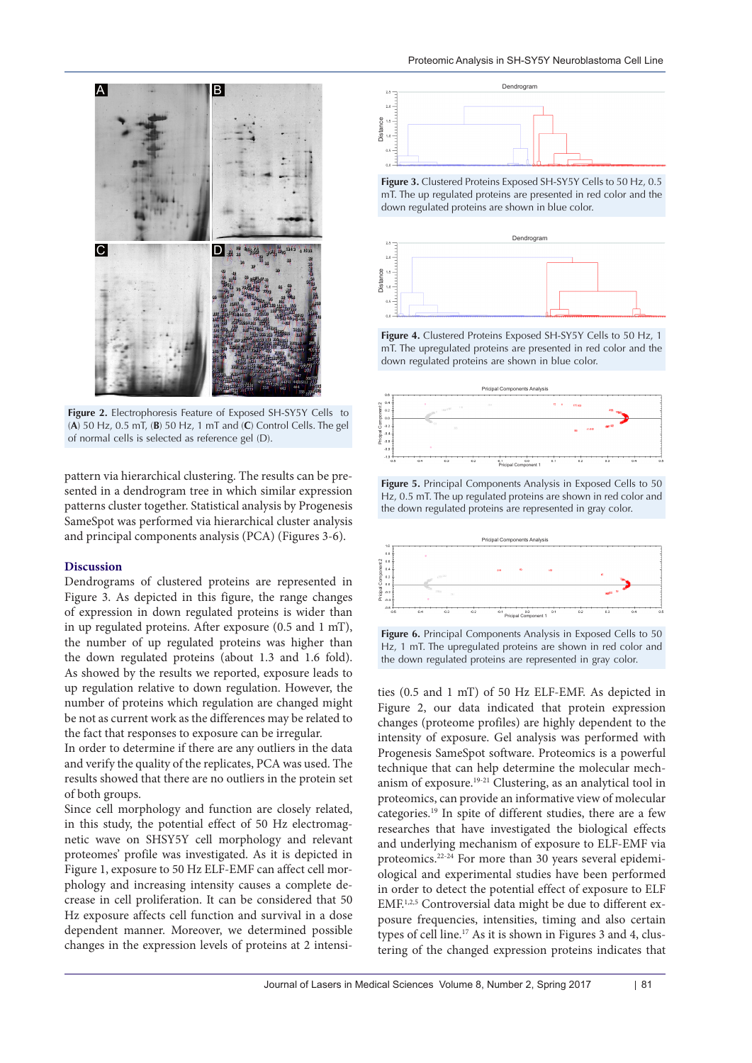**Figure 2.** Electrophoresis Feature of Exposed SH-SY5Y Cells to (**A**) 50 Hz, 0.5 mT, (**B**) 50 Hz, 1 mT and (**C**) Control Cells. The gel of normal cells is selected as reference gel (D).

pattern via hierarchical clustering. The results can be presented in a dendrogram tree in which similar expression patterns cluster together. Statistical analysis by Progenesis SameSpot was performed via hierarchical cluster analysis and principal components analysis (PCA) (Figures 3-6).

## Discussion

Dendrograms of clustered proteins are represented in Figure 3. As depicted in this figure, the range changes of expression in down regulated proteins is wider than in up regulated proteins. After exposure (0.5 and 1 mT), the number of up regulated proteins was higher than the down regulated proteins (about 1.3 and 1.6 fold). As showed by the results we reported, exposure leads to up regulation relative to down regulation. However, the number of proteins which regulation are changed might be not as current work as the differences may be related to the fact that responses to exposure can be irregular.

In order to determine if there are any outliers in the data and verify the quality of the replicates, PCA was used. The results showed that there are no outliers in the protein set of both groups.

Since cell morphology and function are closely related, in this study, the potential effect of 50 Hz electromagnetic wave on SHSY5Y cell morphology and relevant proteomes' profile was investigated. As it is depicted in Figure 1, exposure to 50 Hz ELF-EMF can affect cell morphology and increasing intensity causes a complete decrease in cell proliferation. It can be considered that 50 Hz exposure affects cell function and survival in a dose dependent manner. Moreover, we determined possible changes in the expression levels of proteins at 2 intensities (0.5 and 1 mT) of 50 Hz ELF-EMF. As depicted in Figure 2, our data indicated that protein expression changes (proteome profiles) are highly dependent to the intensity of exposure. Gel analysis was performed with Progenesis SameSpot software. Proteomics is a powerful technique that can help determine the molecular mechanism of exposure.[19-21] Clustering, as an analytical tool in proteomics, can provide an informative view of molecular categories.[19] In spite of different studies, there are a few researches that have investigated the biological effects and underlying mechanism of exposure to ELF-EMF via proteomics.[22-24] For more than 30 years several epidemiological and experimental studies have been performed in order to detect the potential effect of exposure to ELF EMF.[1,2,5] Controversial data might be due to different exposure frequencies, intensities, timing and also certain types of cell line.[17] As it is shown in Figures 3 and 4, clustering of the changed expression proteins indicates that

**Figure 3.** Clustered Proteins Exposed SH-SY5Y Cells to 50 Hz, 0.5 mT. The up regulated proteins are presented in red color and the down regulated proteins are shown in blue color.

**Figure 4.** Clustered Proteins Exposed SH-SY5Y Cells to 50 Hz, 1 mT. The upregulated proteins are presented in red color and the down regulated proteins are shown in blue color.

**Figure 5.** Principal Components Analysis in Exposed Cells to 50 Hz, 0.5 mT. The up regulated proteins are shown in red color and the down regulated proteins are represented in gray color.

**Figure 6.** Principal Components Analysis in Exposed Cells to 50 Hz, 1 mT. The upregulated proteins are shown in red color and the down regulated proteins are represented in gray color.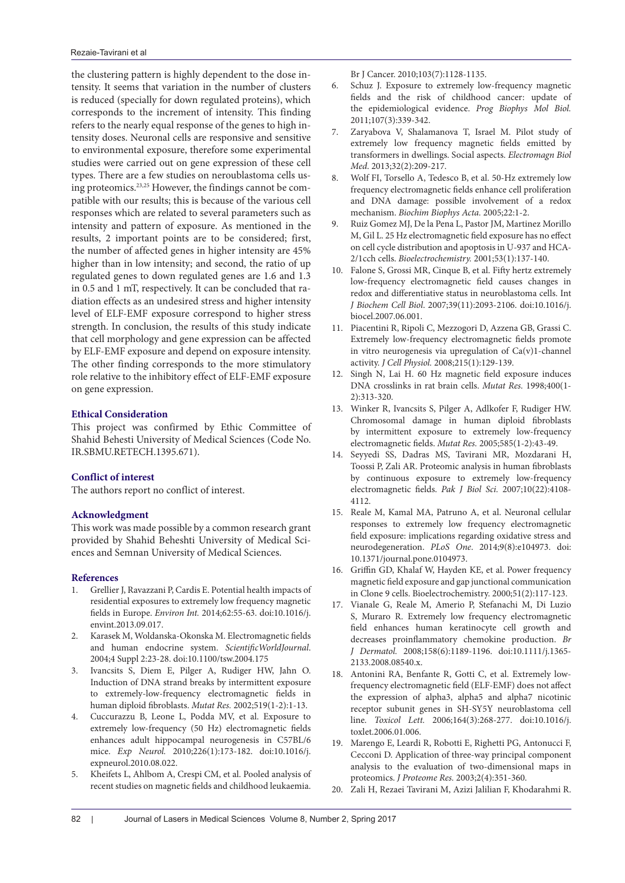the clustering pattern is highly dependent to the dose intensity. It seems that variation in the number of clusters is reduced (specially for down regulated proteins), which corresponds to the increment of intensity. This finding refers to the nearly equal response of the genes to high intensity doses. Neuronal cells are responsive and sensitive to environmental exposure, therefore some experimental studies were carried out on gene expression of these cell types. There are a few studies on neroublastoma cells using proteomics.[23,25] However, the findings cannot be compatible with our results; this is because of the various cell responses which are related to several parameters such as intensity and pattern of exposure. As mentioned in the results, 2 important points are to be considered; first, the number of affected genes in higher intensity are 45% higher than in low intensity; and second, the ratio of up regulated genes to down regulated genes are 1.6 and 1.3 in 0.5 and 1 mT, respectively. It can be concluded that radiation effects as an undesired stress and higher intensity level of ELF-EMF exposure correspond to higher stress strength. In conclusion, the results of this study indicate that cell morphology and gene expression can be affected by ELF-EMF exposure and depend on exposure intensity. The other finding corresponds to the more stimulatory role relative to the inhibitory effect of ELF-EMF exposure on gene expression.

### Ethical Consideration

This project was confirmed by Ethic Committee of Shahid Behesti University of Medical Sciences (Code No. IR.SBMU.RETECH.1395.671).

### Conflict of interest

The authors report no conflict of interest.

### Acknowledgment

This work was made possible by a common research grant provided by Shahid Beheshti University of Medical Sciences and Semnan University of Medical Sciences.

### References

1. Grellier J, Ravazzani P, Cardis E. Potential health impacts of residential exposures to extremely low frequency magnetic fields in Europe. *Environ Int.* 2014;62:55-63. doi:10.1016/j.envint.2013.09.017.
2. Karasek M, Woldanska-Okonska M. Electromagnetic fields and human endocrine system. *ScientificWorldJournal*. 2004;4 Suppl 2:23-28. doi:10.1100/tsw.2004.175
3. Ivancsits S, Diem E, Pilger A, Rudiger HW, Jahn O. Induction of DNA strand breaks by intermittent exposure to extremely-low-frequency electromagnetic fields in human diploid fibroblasts. *Mutat Res.* 2002;519(1-2):1-13.
4. Cuccurazzu B, Leone L, Podda MV, et al. Exposure to extremely low-frequency (50 Hz) electromagnetic fields enhances adult hippocampal neurogenesis in C57BL/6 mice. *Exp Neurol.* 2010;226(1):173-182. doi:10.1016/j.expneurol.2010.08.022.
5. Kheifets L, Ahlbom A, Crespi CM, et al. Pooled analysis of recent studies on magnetic fields and childhood leukaemia. Br J Cancer. 2010;103(7):1128-1135.
6. Schuz J. Exposure to extremely low-frequency magnetic fields and the risk of childhood cancer: update of the epidemiological evidence. *Prog Biophys Mol Biol.* 2011;107(3):339-342.
7. Zaryabova V, Shalamanova T, Israel M. Pilot study of extremely low frequency magnetic fields emitted by transformers in dwellings. Social aspects. *Electromagn Biol Med.* 2013;32(2):209-217.
8. Wolf FI, Torsello A, Tedesco B, et al. 50-Hz extremely low frequency electromagnetic fields enhance cell proliferation and DNA damage: possible involvement of a redox mechanism. *Biochim Biophys Acta.* 2005;22:1-2.
9. Ruiz Gomez MJ, De la Pena L, Pastor JM, Martinez Morillo M, Gil L. 25 Hz electromagnetic field exposure has no effect on cell cycle distribution and apoptosis in U-937 and HCA-2/1cch cells. *Bioelectrochemistry.* 2001;53(1):137-140.
10. Falone S, Grossi MR, Cinque B, et al. Fifty hertz extremely low-frequency electromagnetic field causes changes in redox and differentiative status in neuroblastoma cells. Int *J Biochem Cell Biol.* 2007;39(11):2093-2106. doi:10.1016/j.biocel.2007.06.001.
11. Piacentini R, Ripoli C, Mezzogori D, Azzena GB, Grassi C. Extremely low-frequency electromagnetic fields promote in vitro neurogenesis via upregulation of Ca(v)1-channel activity. *J Cell Physiol.* 2008;215(1):129-139.
12. Singh N, Lai H. 60 Hz magnetic field exposure induces DNA crosslinks in rat brain cells. *Mutat Res.* 1998;400(1-2):313-320.
13. Winker R, Ivancsits S, Pilger A, Adlkofer F, Rudiger HW. Chromosomal damage in human diploid fibroblasts by intermittent exposure to extremely low-frequency electromagnetic fields. *Mutat Res.* 2005;585(1-2):43-49.
14. Seyyedi SS, Dadras MS, Tavirani MR, Mozdarani H, Toossi P, Zali AR. Proteomic analysis in human fibroblasts by continuous exposure to extremely low-frequency electromagnetic fields. *Pak J Biol Sci.* 2007;10(22):4108-4112.
15. Reale M, Kamal MA, Patruno A, et al. Neuronal cellular responses to extremely low frequency electromagnetic field exposure: implications regarding oxidative stress and neurodegeneration. *PLoS One*. 2014;9(8):e104973. doi:10.1371/journal.pone.0104973.
16. Griffin GD, Khalaf W, Hayden KE, et al. Power frequency magnetic field exposure and gap junctional communication in Clone 9 cells. Bioelectrochemistry. 2000;51(2):117-123.
17. Vianale G, Reale M, Amerio P, Stefanachi M, Di Luzio S, Muraro R. Extremely low frequency electromagnetic field enhances human keratinocyte cell growth and decreases proinflammatory chemokine production. *Br J Dermatol.* 2008;158(6):1189-1196. doi:10.1111/j.1365-2133.2008.08540.x.
18. Antonini RA, Benfante R, Gotti C, et al. Extremely low-frequency electromagnetic field (ELF-EMF) does not affect the expression of alpha3, alpha5 and alpha7 nicotinic receptor subunit genes in SH-SY5Y neuroblastoma cell line. *Toxicol Lett.* 2006;164(3):268-277. doi:10.1016/j.toxlet.2006.01.006.
19. Marengo E, Leardi R, Robotti E, Righetti PG, Antonucci F, Cecconi D. Application of three-way principal component analysis to the evaluation of two-dimensional maps in proteomics. *J Proteome Res.* 2003;2(4):351-360.
20. Zali H, Rezaei Tavirani M, Azizi Jalilian F, Khodarahmi R.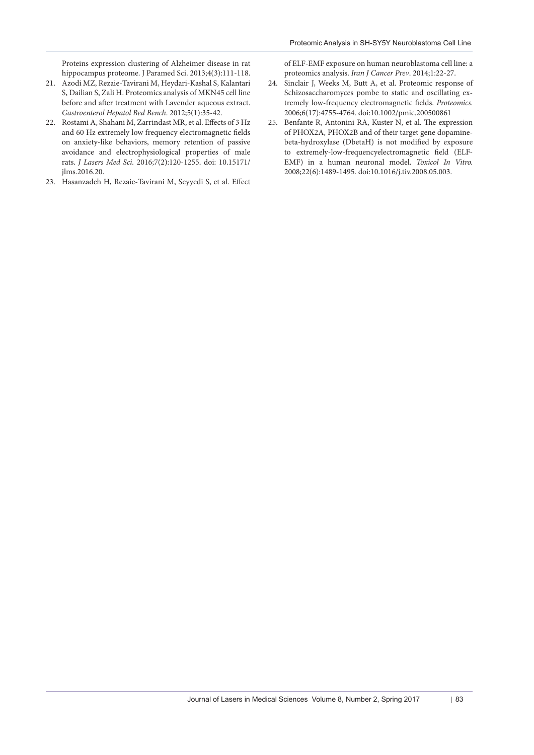Proteins expression clustering of Alzheimer disease in rat hippocampus proteome. J Paramed Sci. 2013;4(3):111-118.

21. Azodi MZ, Rezaie-Tavirani M, Heydari-Kashal S, Kalantari S, Dailian S, Zali H. Proteomics analysis of MKN45 cell line before and after treatment with Lavender aqueous extract. *Gastroenterol Hepatol Bed Bench*. 2012;5(1):35-42.
22. Rostami A, Shahani M, Zarrindast MR, et al. Effects of 3 Hz and 60 Hz extremely low frequency electromagnetic fields on anxiety-like behaviors, memory retention of passive avoidance and electrophysiological properties of male rats. *J Lasers Med Sci*. 2016;7(2):120-1255. doi: 10.15171/jlms.2016.20.
23. Hasanzadeh H, Rezaie-Tavirani M, Seyyedi S, et al. Effect of ELF-EMF exposure on human neuroblastoma cell line: a proteomics analysis. *Iran J Cancer Prev*. 2014;1:22-27.
24. Sinclair J, Weeks M, Butt A, et al. Proteomic response of Schizosaccharomyces pombe to static and oscillating extremely low-frequency electromagnetic fields. *Proteomics*. 2006;6(17):4755-4764. doi:10.1002/pmic.200500861
25. Benfante R, Antonini RA, Kuster N, et al. The expression of PHOX2A, PHOX2B and of their target gene dopamine-beta-hydroxylase (DbetaH) is not modified by exposure to extremely-low-frequencyelectromagnetic field (ELF-EMF) in a human neuronal model. *Toxicol In Vitro*. 2008;22(6):1489-1495. doi:10.1016/j.tiv.2008.05.003.